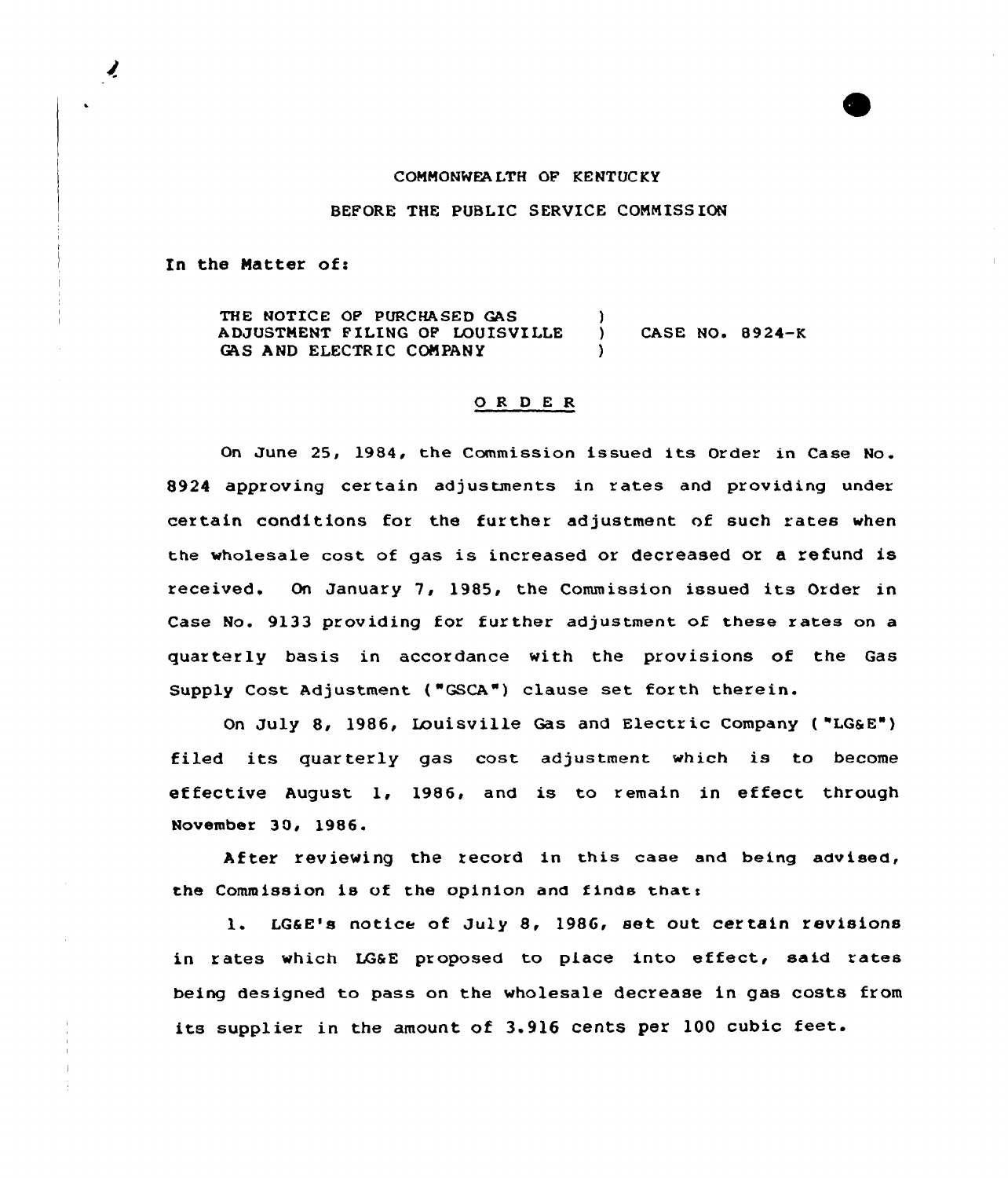COMMONWEALTH OF KENTUCKY

BEFORE THE PUBLIC SERVICE COMMISSION

In the Matter of:

THE NOTICE OF PURCHASED GAS ADJUSTMENT FILING OF LOUISVILLE GAS AND ELECTRIC COMPANY ) CASE NO. 8924-K

## ORDER

On June 25, 1984, the Commission issued its Order in Case No. 8924 approving certain adjustments in rates and providing under certain conditions for the further adjustment of such rates when the wholesale cost of gas is increased or decreased or a refund is received. On January 7, 1985, the Commission issued its Order in Case No. 9133 providing for further adjustment of these rates on a quarterly basis in accordance with the provisions of the Gas Supply Cost Adjustment ("GSCA") clause set forth therein.

On July 8, 1986, Louisville Gas and Electric Company ("LG&E") filed its quarterly gas cost adjustment which is to become effective August 1, 1986, and is to remain in effect through November 30, 1986.

After reviewing the record in this case and being advised, the Commission is of the opinion and finds that:

1. LG&E's notice of July 8, 1986, set out certain revisions in rates which LG&E proposed to place into effect, said rates being designed to pass on the wholesale decrease in gas costs from its supplier in the amount of 3.916 cents per 100 cubic feet.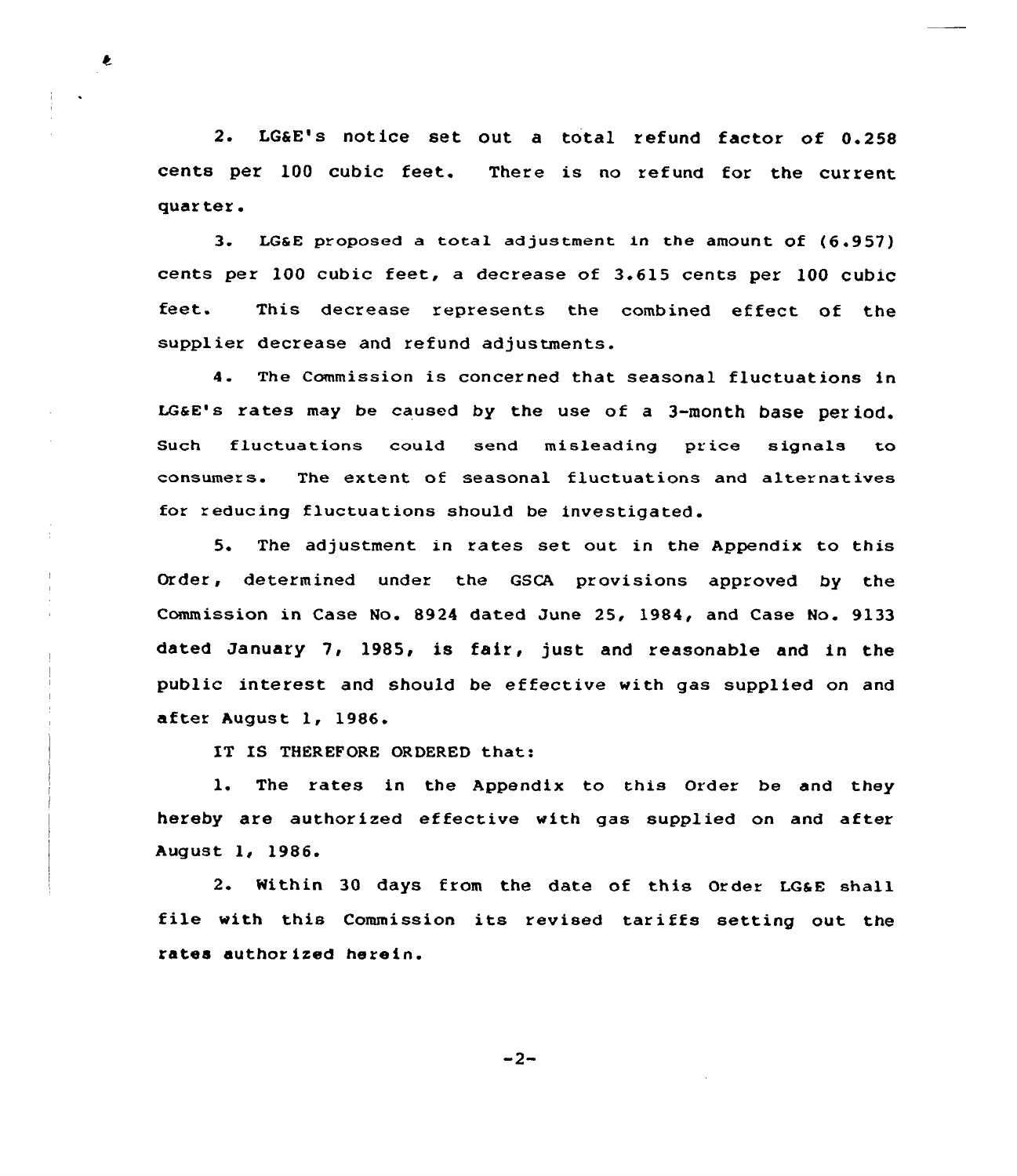2. LG&E's notice set out a total refund factor of 0.258 cents per 100 cubic feet. There is no refund for the current quarter.

3. LG&E proposed a total adjustment in the amount of (6.957) cents per 100 cubic feet, a decrease of 3.615 cents per 100 cubic feet. This decrease represents the combined effect of the supplier decrease and refund adjustments.

4. The Commission is concerned that seasonal fluctuations in LG&E's rates may be caused by the use of a 3-month base period. Such fluctuations could send misleading price signals to consumers. The extent of seasonal fluctuations and alternatives for reducing fluctuations should be investigated.

5. The adjustment in rates set out in the Appendix to this Order, determined under the GSCA provisions approved by the Commission in Case No. 8924 dated June 25, 1984, and Case No. 9133 dated January 7, 1985, is fair, just and reasonable and in the public interest and should be effective with gas supplied on and after August 1, 1986.

IT IS THEREFORE ORDERED that:

1. The rates in the Appendix to this Order be and they hereby are authorized effective with gas supplied on and after August 1, 1986.

2. Within 30 days from the date of this Order LG&E shall file with this Commission its revised tariffs setting out the rates authorized herein.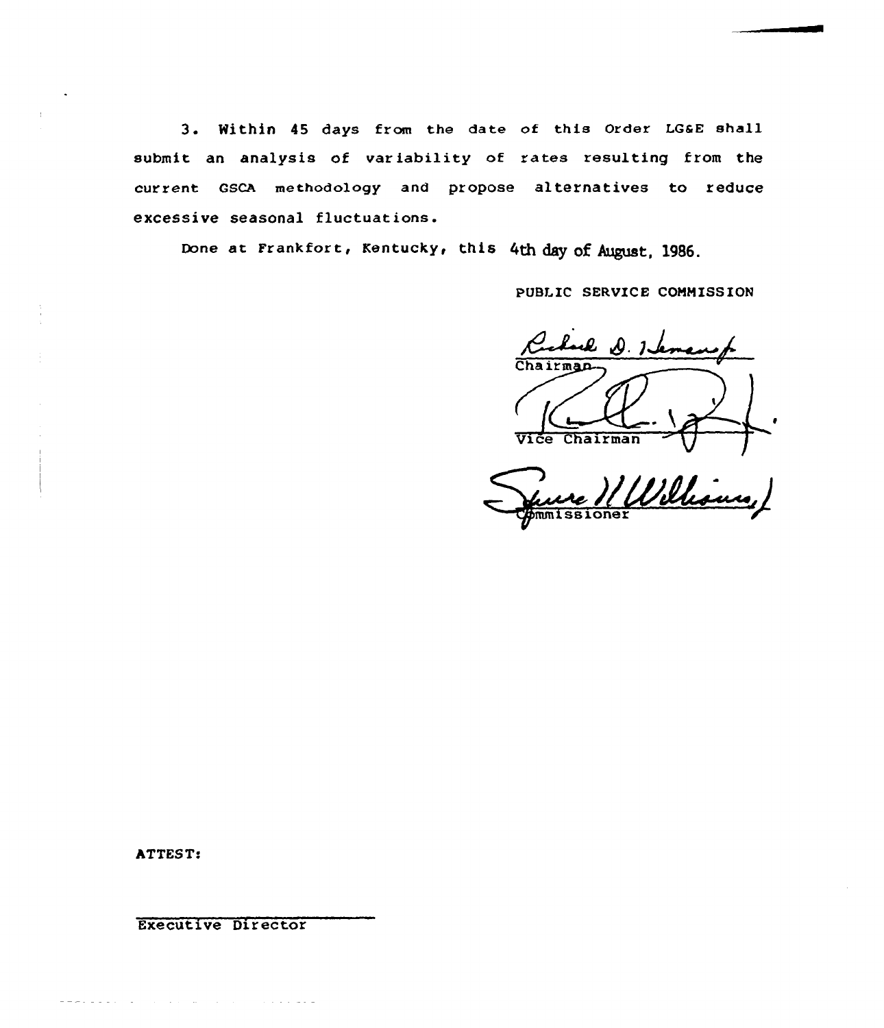3. Within 45 days from the date of this Order LG&E shall submit an analysis of variability of rates resulting from the current GSCA methodology and propose alternatives to reduce excessive seasonal fluctuations.

Done at Frankfort, Kentucky, this 4th day of August, 1986.

PUBLIC SERVICE COMMISSION

Chairman

Vice Chairman

Commissioner

ATTEST:

Executive Director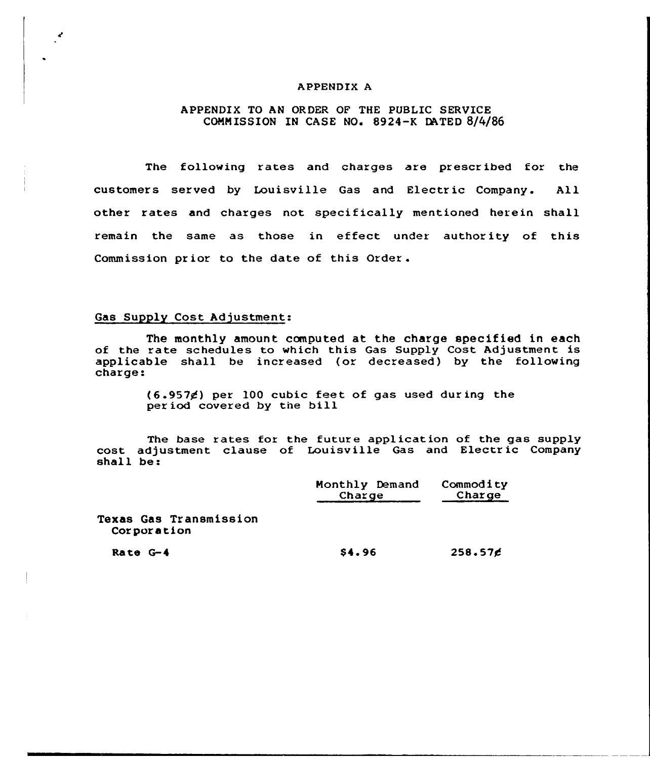# APPENDIX A

## APPENDIX TO AN ORDER OF THE PUBLIC SERVICE COMMISSION IN CASE NO. 8924-K DATED 8/4/86

The following rates and charges are prescribed for the customers served by Louisville Gas and Electric Company. All other rates and charges not specifically mentioned herein shall remain the same as those in effect under authority of this Commission prior to the date of this Order.

Gas Supply Cost Adjustment:

The monthly amount computed at the charge specified in each of the rate schedules to which this Gas Supply Cost Adjustment is applicable shall be increased (or decreased) by the following charge:

> (6.957¢) per 100 cubic feet of gas used during the period covered by the bill

The base rates for the future application of the gas supply cost adjustment clause of Louisville Gas and Electric Company shall be:

| | Monthly Demand Charge | Commodity Charge |
|---|---|---|
| Texas Gas Transmission Corporation | | |
| Rate G-4 | $4.96 | 258.57¢ |